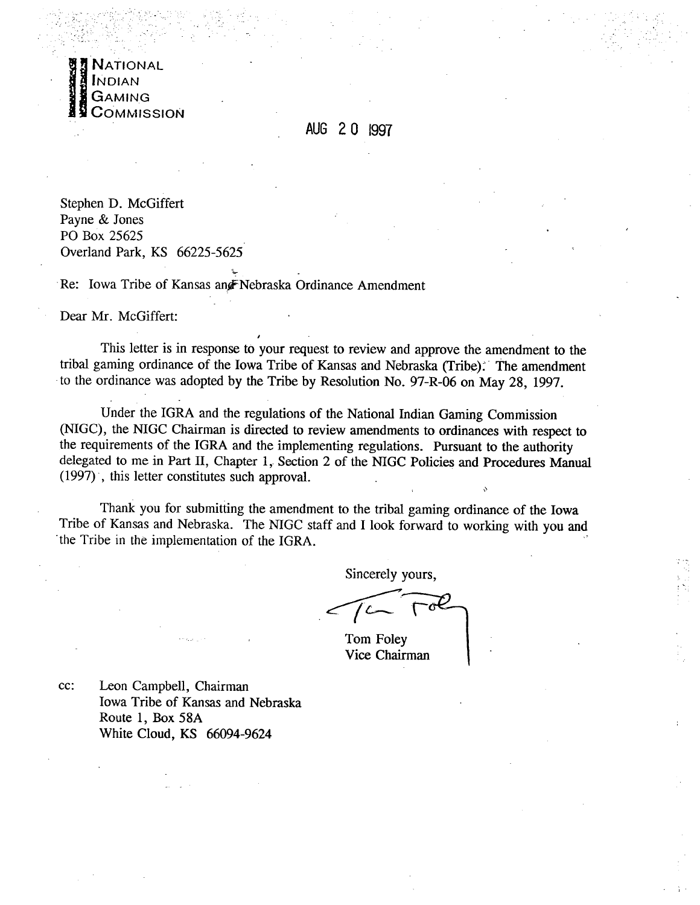**NATIONAL INDIAN GAMING COMMISSION**

AUG 20 1997

Stephen D. McGiffert
Payne & Jones
PO Box 25625
Overland Park, KS 66225-5625

Re: Iowa Tribe of Kansas and Nebraska Ordinance Amendment

Dear Mr. McGiffert:

This letter is in response to your request to review and approve the amendment to the tribal gaming ordinance of the Iowa Tribe of Kansas and Nebraska (Tribe). The amendment to the ordinance was adopted by the Tribe by Resolution No. 97-R-06 on May 28, 1997.

Under the IGRA and the regulations of the National Indian Gaming Commission (NIGC), the NIGC Chairman is directed to review amendments to ordinances with respect to the requirements of the IGRA and the implementing regulations. Pursuant to the authority delegated to me in Part II, Chapter 1, Section 2 of the NIGC Policies and Procedures Manual (1997), this letter constitutes such approval.

Thank you for submitting the amendment to the tribal gaming ordinance of the Iowa Tribe of Kansas and Nebraska. The NIGC staff and I look forward to working with you and the Tribe in the implementation of the IGRA.

Sincerely yours,

Tom Foley
Vice Chairman

cc: Leon Campbell, Chairman
Iowa Tribe of Kansas and Nebraska
Route 1, Box 58A
White Cloud, KS 66094-9624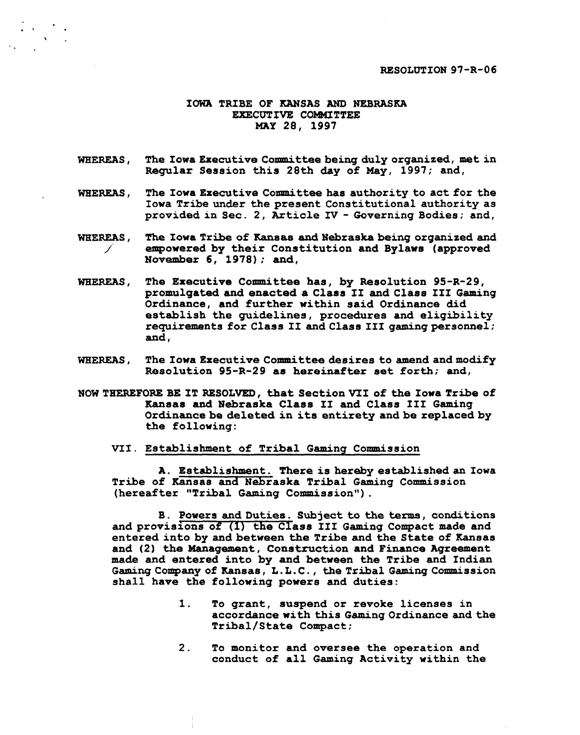RESOLUTION 97-R-06

# IOWA TRIBE OF KANSAS AND NEBRASKA
## EXECUTIVE COMMITTEE
### MAY 28, 1997

**WHEREAS,** The Iowa Executive Committee being duly organized, met in Regular Session this 28th day of May, 1997; and,

**WHEREAS,** The Iowa Executive Committee has authority to act for the Iowa Tribe under the present Constitutional authority as provided in Sec. 2, Article IV - Governing Bodies; and,

**WHEREAS,** The Iowa Tribe of Kansas and Nebraska being organized and empowered by their Constitution and Bylaws (approved November 6, 1978); and,

**WHEREAS,** The Executive Committee has, by Resolution 95-R-29, promulgated and enacted a Class II and Class III Gaming Ordinance, and further within said Ordinance did establish the guidelines, procedures and eligibility requirements for Class II and Class III gaming personnel; and,

**WHEREAS,** The Iowa Executive Committee desires to amend and modify Resolution 95-R-29 as hereinafter set forth; and,

**NOW THEREFORE BE IT RESOLVED,** that Section VII of the Iowa Tribe of Kansas and Nebraska Class II and Class III Gaming Ordinance be deleted in its entirety and be replaced by the following:

VII. Establishment of Tribal Gaming Commission

A. Establishment. There is hereby established an Iowa Tribe of Kansas and Nebraska Tribal Gaming Commission (hereafter "Tribal Gaming Commission").

B. Powers and Duties. Subject to the terms, conditions and provisions of (1) the Class III Gaming Compact made and entered into by and between the Tribe and the State of Kansas and (2) the Management, Construction and Finance Agreement made and entered into by and between the Tribe and Indian Gaming Company of Kansas, L.L.C., the Tribal Gaming Commission shall have the following powers and duties:

1. To grant, suspend or revoke licenses in accordance with this Gaming Ordinance and the Tribal/State Compact;
2. To monitor and oversee the operation and conduct of all Gaming Activity within the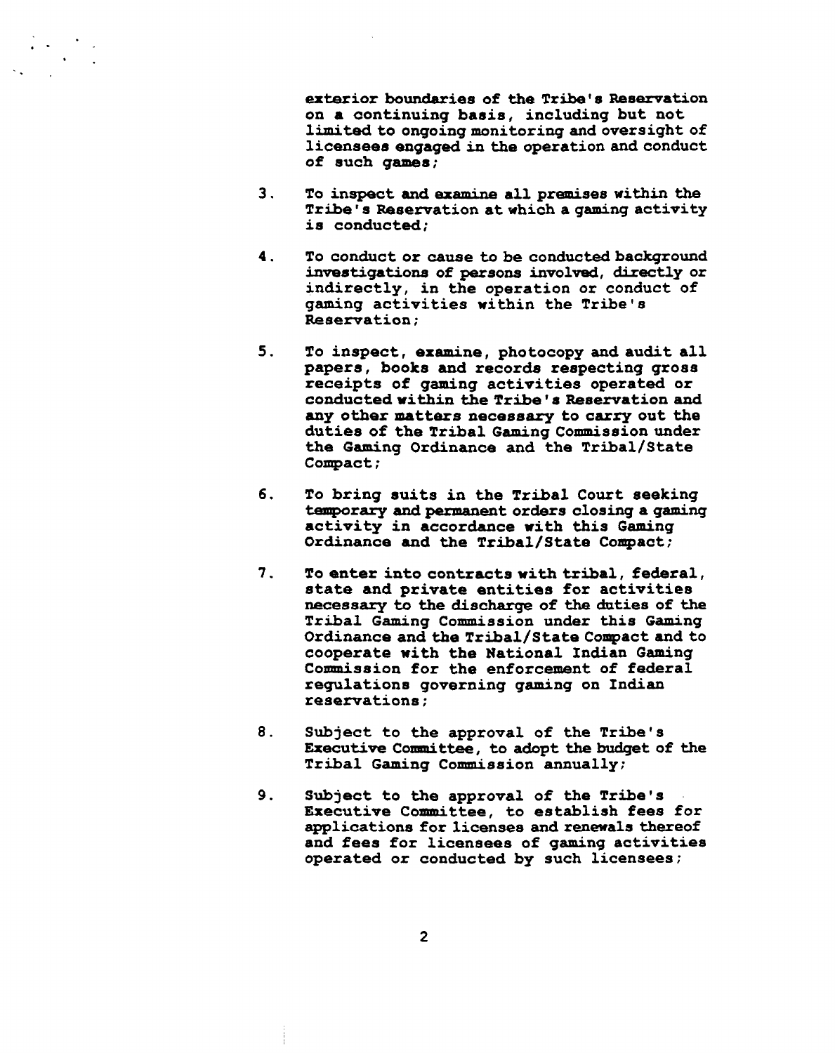exterior boundaries of the Tribe's Reservation on a continuing basis, including but not limited to ongoing monitoring and oversight of licensees engaged in the operation and conduct of such games;

3. To inspect and examine all premises within the Tribe's Reservation at which a gaming activity is conducted;

4. To conduct or cause to be conducted background investigations of persons involved, directly or indirectly, in the operation or conduct of gaming activities within the Tribe's Reservation;

5. To inspect, examine, photocopy and audit all papers, books and records respecting gross receipts of gaming activities operated or conducted within the Tribe's Reservation and any other matters necessary to carry out the duties of the Tribal Gaming Commission under the Gaming Ordinance and the Tribal/State Compact;

6. To bring suits in the Tribal Court seeking temporary and permanent orders closing a gaming activity in accordance with this Gaming Ordinance and the Tribal/State Compact;

7. To enter into contracts with tribal, federal, state and private entities for activities necessary to the discharge of the duties of the Tribal Gaming Commission under this Gaming Ordinance and the Tribal/State Compact and to cooperate with the National Indian Gaming Commission for the enforcement of federal regulations governing gaming on Indian reservations;

8. Subject to the approval of the Tribe's Executive Committee, to adopt the budget of the Tribal Gaming Commission annually;

9. Subject to the approval of the Tribe's Executive Committee, to establish fees for applications for licenses and renewals thereof and fees for licensees of gaming activities operated or conducted by such licensees;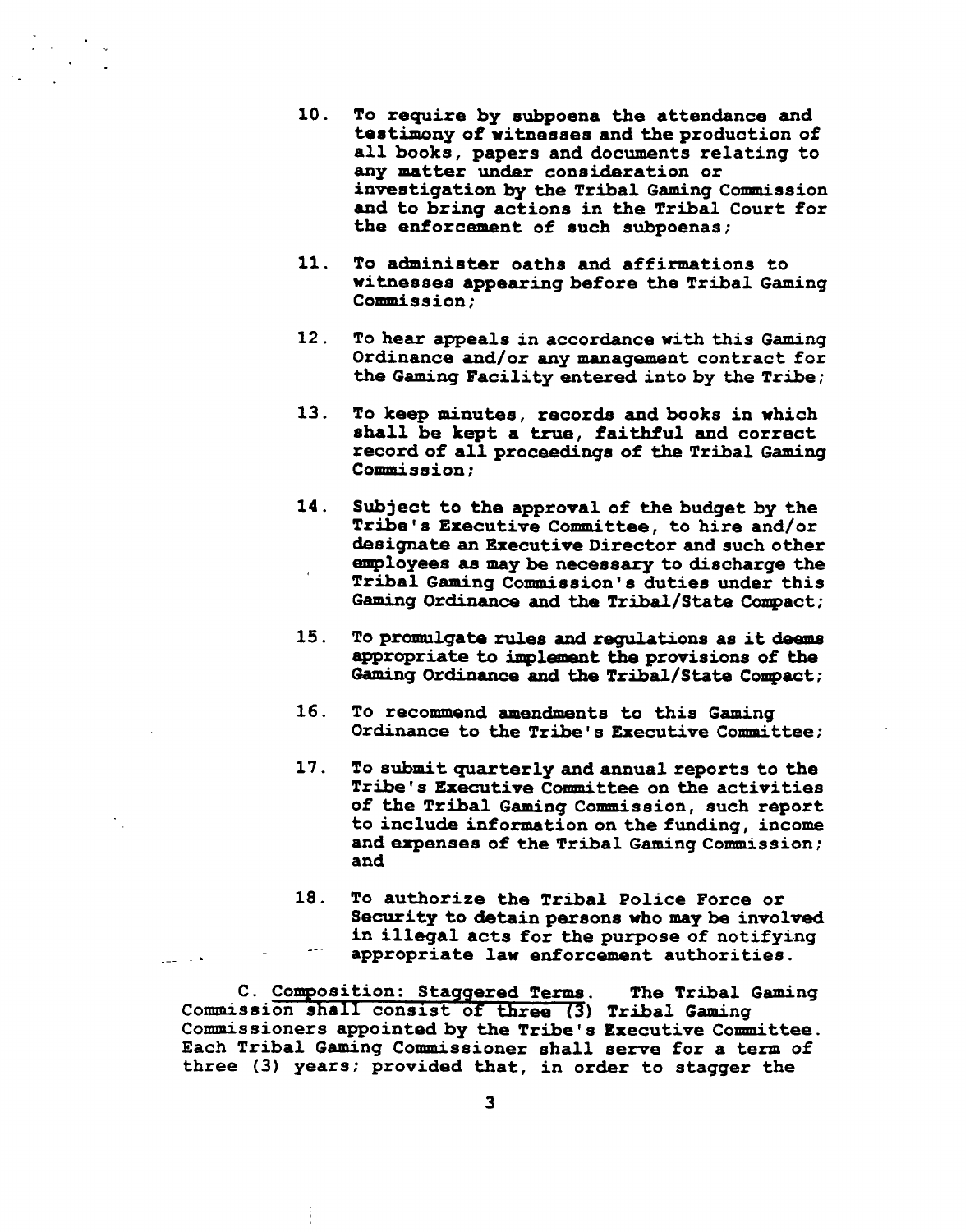10. To require by subpoena the attendance and testimony of witnesses and the production of all books, papers and documents relating to any matter under consideration or investigation by the Tribal Gaming Commission and to bring actions in the Tribal Court for the enforcement of such subpoenas;

11. To administer oaths and affirmations to witnesses appearing before the Tribal Gaming Commission;

12. To hear appeals in accordance with this Gaming Ordinance and/or any management contract for the Gaming Facility entered into by the Tribe;

13. To keep minutes, records and books in which shall be kept a true, faithful and correct record of all proceedings of the Tribal Gaming Commission;

14. Subject to the approval of the budget by the Tribe's Executive Committee, to hire and/or designate an Executive Director and such other employees as may be necessary to discharge the Tribal Gaming Commission's duties under this Gaming Ordinance and the Tribal/State Compact;

15. To promulgate rules and regulations as it deems appropriate to implement the provisions of the Gaming Ordinance and the Tribal/State Compact;

16. To recommend amendments to this Gaming Ordinance to the Tribe's Executive Committee;

17. To submit quarterly and annual reports to the Tribe's Executive Committee on the activities of the Tribal Gaming Commission, such report to include information on the funding, income and expenses of the Tribal Gaming Commission; and

18. To authorize the Tribal Police Force or Security to detain persons who may be involved in illegal acts for the purpose of notifying appropriate law enforcement authorities.

C. Composition: Staggered Terms. The Tribal Gaming Commission shall consist of three (3) Tribal Gaming Commissioners appointed by the Tribe's Executive Committee. Each Tribal Gaming Commissioner shall serve for a term of three (3) years; provided that, in order to stagger the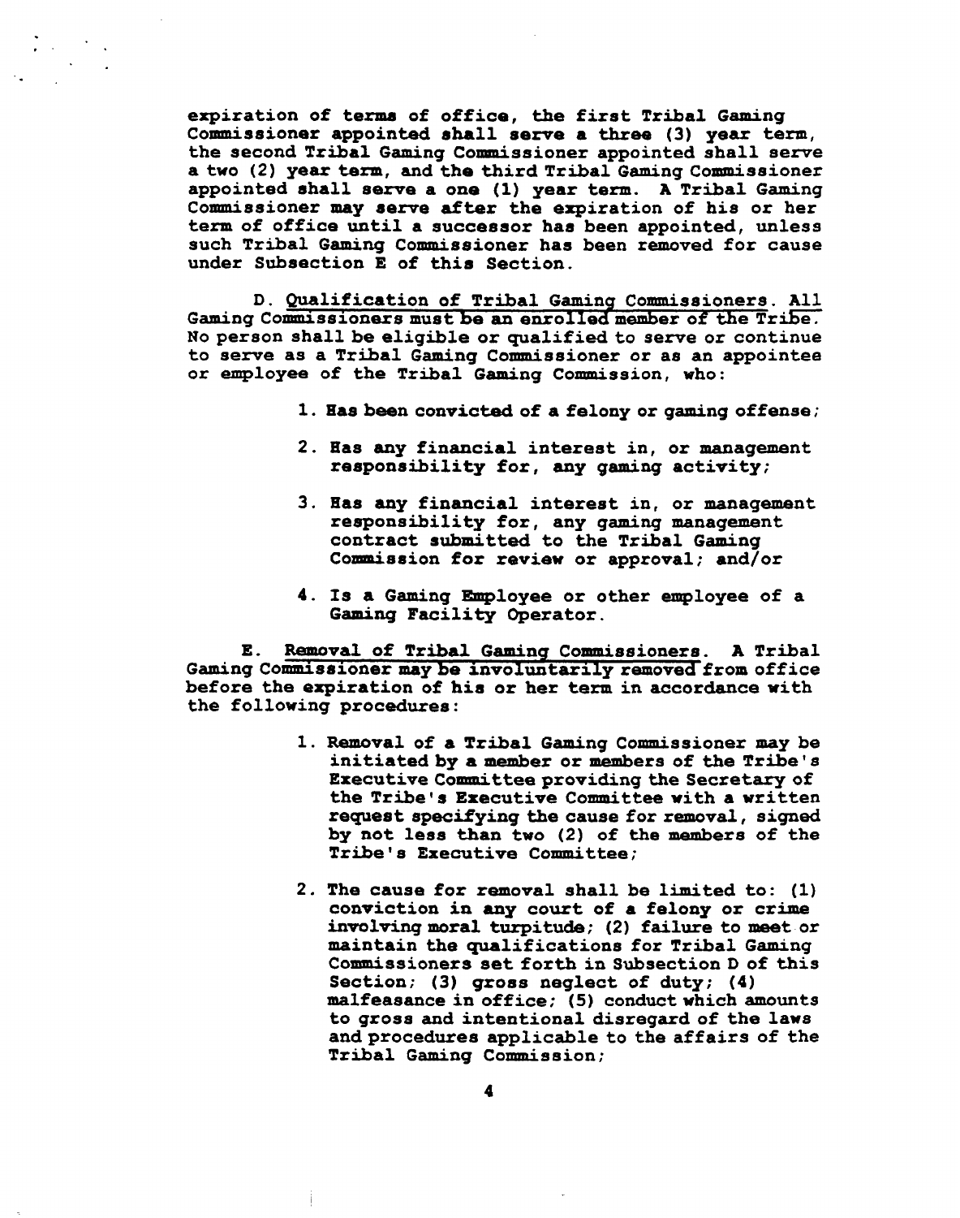expiration of terms of office, the first Tribal Gaming Commissioner appointed shall serve a three (3) year term, the second Tribal Gaming Commissioner appointed shall serve a two (2) year term, and the third Tribal Gaming Commissioner appointed shall serve a one (1) year term. A Tribal Gaming Commissioner may serve after the expiration of his or her term of office until a successor has been appointed, unless such Tribal Gaming Commissioner has been removed for cause under Subsection E of this Section.

D. Qualification of Tribal Gaming Commissioners. All Gaming Commissioners must be an enrolled member of the Tribe. No person shall be eligible or qualified to serve or continue to serve as a Tribal Gaming Commissioner or as an appointee or employee of the Tribal Gaming Commission, who:

1. Has been convicted of a felony or gaming offense;
2. Has any financial interest in, or management responsibility for, any gaming activity;
3. Has any financial interest in, or management responsibility for, any gaming management contract submitted to the Tribal Gaming Commission for review or approval; and/or
4. Is a Gaming Employee or other employee of a Gaming Facility Operator.

E. Removal of Tribal Gaming Commissioners. A Tribal Gaming Commissioner may be involuntarily removed from office before the expiration of his or her term in accordance with the following procedures:

1. Removal of a Tribal Gaming Commissioner may be initiated by a member or members of the Tribe's Executive Committee providing the Secretary of the Tribe's Executive Committee with a written request specifying the cause for removal, signed by not less than two (2) of the members of the Tribe's Executive Committee;
2. The cause for removal shall be limited to: (1) conviction in any court of a felony or crime involving moral turpitude; (2) failure to meet or maintain the qualifications for Tribal Gaming Commissioners set forth in Subsection D of this Section; (3) gross neglect of duty; (4) malfeasance in office; (5) conduct which amounts to gross and intentional disregard of the laws and procedures applicable to the affairs of the Tribal Gaming Commission;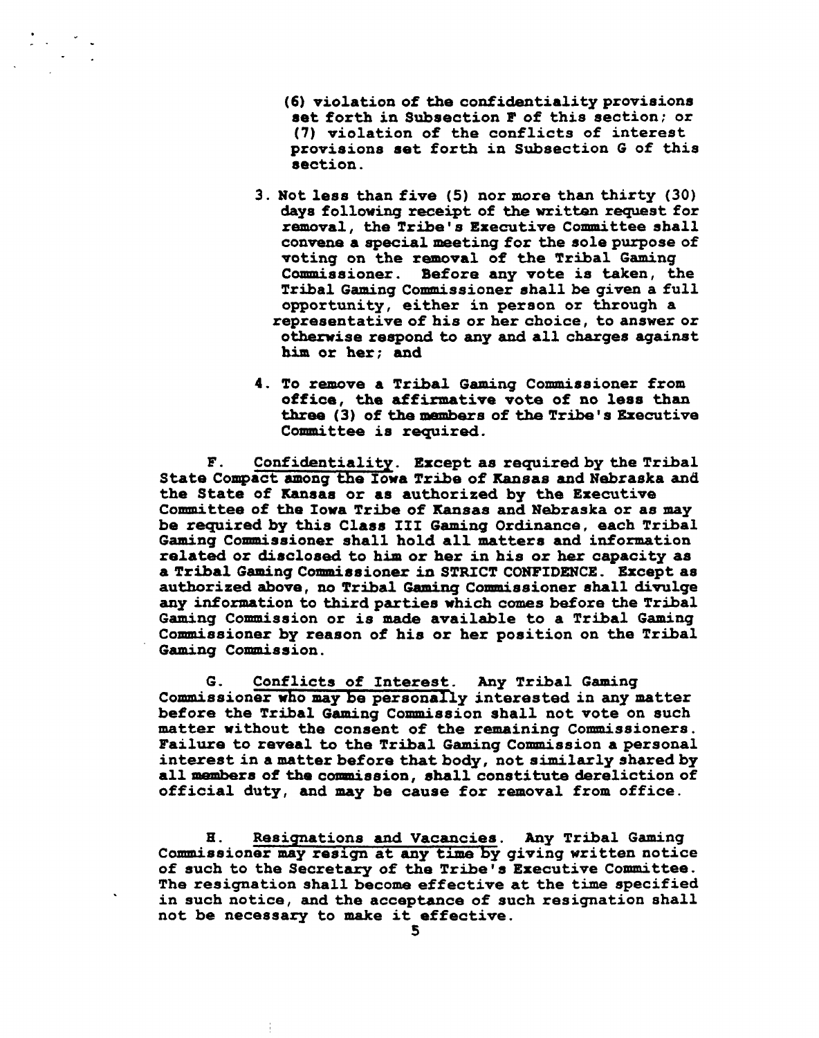(6) violation of the confidentiality provisions set forth in Subsection F of this section; or

(7) violation of the conflicts of interest provisions set forth in Subsection G of this section.

3. Not less than five (5) nor more than thirty (30) days following receipt of the written request for removal, the Tribe's Executive Committee shall convene a special meeting for the sole purpose of voting on the removal of the Tribal Gaming Commissioner. Before any vote is taken, the Tribal Gaming Commissioner shall be given a full opportunity, either in person or through a representative of his or her choice, to answer or otherwise respond to any and all charges against him or her; and

4. To remove a Tribal Gaming Commissioner from office, the affirmative vote of no less than three (3) of the members of the Tribe's Executive Committee is required.

F. <u>Confidentiality</u>. Except as required by the Tribal State Compact among the Iowa Tribe of Kansas and Nebraska and the State of Kansas or as authorized by the Executive Committee of the Iowa Tribe of Kansas and Nebraska or as may be required by this Class III Gaming Ordinance, each Tribal Gaming Commissioner shall hold all matters and information related or disclosed to him or her in his or her capacity as a Tribal Gaming Commissioner in STRICT CONFIDENCE. Except as authorized above, no Tribal Gaming Commissioner shall divulge any information to third parties which comes before the Tribal Gaming Commission or is made available to a Tribal Gaming Commissioner by reason of his or her position on the Tribal Gaming Commission.

G. <u>Conflicts of Interest</u>. Any Tribal Gaming Commissioner who may be personally interested in any matter before the Tribal Gaming Commission shall not vote on such matter without the consent of the remaining Commissioners. Failure to reveal to the Tribal Gaming Commission a personal interest in a matter before that body, not similarly shared by all members of the commission, shall constitute dereliction of official duty, and may be cause for removal from office.

H. <u>Resignations and Vacancies</u>. Any Tribal Gaming Commissioner may resign at any time by giving written notice of such to the Secretary of the Tribe's Executive Committee. The resignation shall become effective at the time specified in such notice, and the acceptance of such resignation shall not be necessary to make it effective.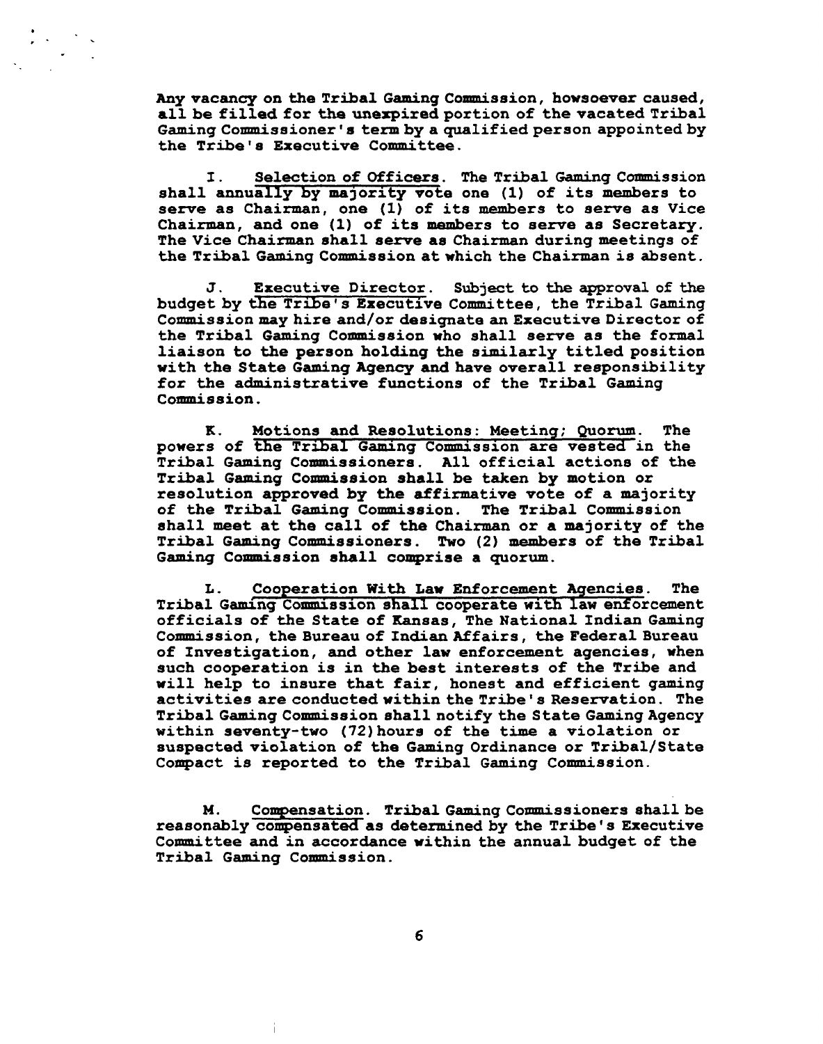Any vacancy on the Tribal Gaming Commission, howsoever caused, all be filled for the unexpired portion of the vacated Tribal Gaming Commissioner's term by a qualified person appointed by the Tribe's Executive Committee.

I. Selection of Officers. The Tribal Gaming Commission shall annually by majority vote one (1) of its members to serve as Chairman, one (1) of its members to serve as Vice Chairman, and one (1) of its members to serve as Secretary. The Vice Chairman shall serve as Chairman during meetings of the Tribal Gaming Commission at which the Chairman is absent.

J. Executive Director. Subject to the approval of the budget by the Tribe's Executive Committee, the Tribal Gaming Commission may hire and/or designate an Executive Director of the Tribal Gaming Commission who shall serve as the formal liaison to the person holding the similarly titled position with the State Gaming Agency and have overall responsibility for the administrative functions of the Tribal Gaming Commission.

K. Motions and Resolutions: Meeting; Quorum. The powers of the Tribal Gaming Commission are vested in the Tribal Gaming Commissioners. All official actions of the Tribal Gaming Commission shall be taken by motion or resolution approved by the affirmative vote of a majority of the Tribal Gaming Commission. The Tribal Commission shall meet at the call of the Chairman or a majority of the Tribal Gaming Commissioners. Two (2) members of the Tribal Gaming Commission shall comprise a quorum.

L. Cooperation With Law Enforcement Agencies. The Tribal Gaming Commission shall cooperate with law enforcement officials of the State of Kansas, The National Indian Gaming Commission, the Bureau of Indian Affairs, the Federal Bureau of Investigation, and other law enforcement agencies, when such cooperation is in the best interests of the Tribe and will help to insure that fair, honest and efficient gaming activities are conducted within the Tribe's Reservation. The Tribal Gaming Commission shall notify the State Gaming Agency within seventy-two (72) hours of the time a violation or suspected violation of the Gaming Ordinance or Tribal/State Compact is reported to the Tribal Gaming Commission.

M. Compensation. Tribal Gaming Commissioners shall be reasonably compensated as determined by the Tribe's Executive Committee and in accordance within the annual budget of the Tribal Gaming Commission.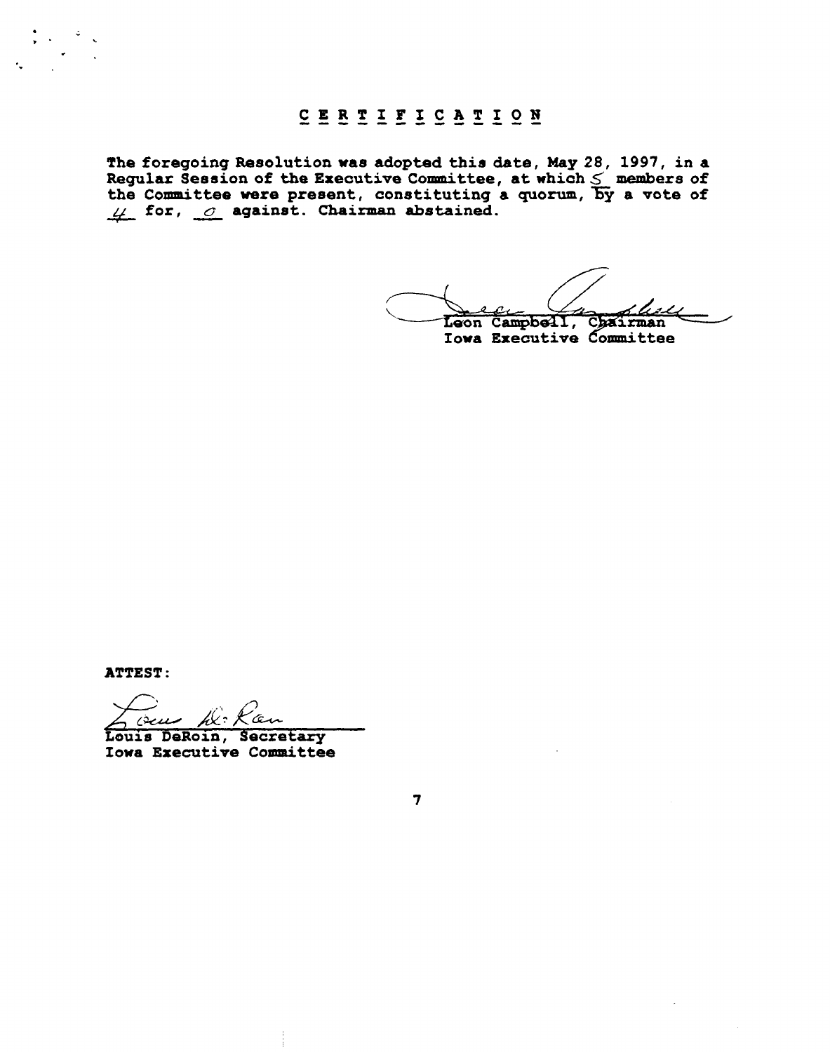## CERTIFICATION

The foregoing Resolution was adopted this date, May 28, 1997, in a Regular Session of the Executive Committee, at which 5 members of the Committee were present, constituting a quorum, by a vote of 4 for, 0 against. Chairman abstained.

Leon Campbell, Chairman
Iowa Executive Committee

ATTEST:

Louis DeRoin, Secretary
Iowa Executive Committee